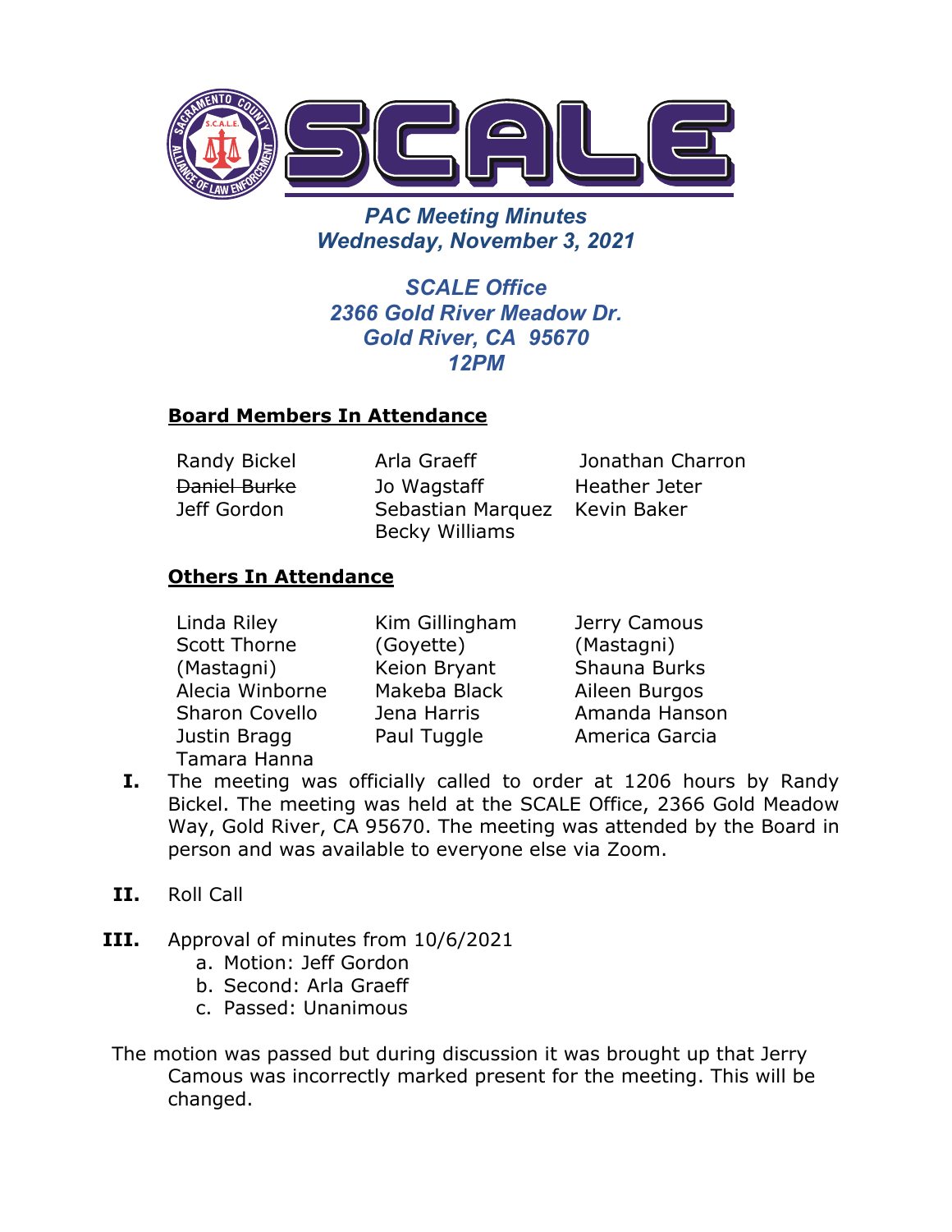# SCALE

## *PAC Meeting Minutes*
## *Wednesday, November 3, 2021*

### *SCALE Office*
### *2366 Gold River Meadow Dr.*
### *Gold River, CA 95670*
### *12PM*

**Board Members In Attendance**

| | | |
|---|---|---|
| Randy Bickel | Arla Graeff | Jonathan Charron |
| ~~Daniel Burke~~ | Jo Wagstaff | Heather Jeter |
| Jeff Gordon | Sebastian Marquez | Kevin Baker |
| | Becky Williams | |

**Others In Attendance**

| | | |
|---|---|---|
| Linda Riley | Kim Gillingham (Goyette) | Jerry Camous (Mastagni) |
| Scott Thorne (Mastagni) | Keion Bryant | Shauna Burks |
| Alecia Winborne | Makeba Black | Aileen Burgos |
| Sharon Covello | Jena Harris | Amanda Hanson |
| Justin Bragg | Paul Tuggle | America Garcia |
| Tamara Hanna | | |

**I.** The meeting was officially called to order at 1206 hours by Randy Bickel. The meeting was held at the SCALE Office, 2366 Gold Meadow Way, Gold River, CA 95670. The meeting was attended by the Board in person and was available to everyone else via Zoom.

**II.** Roll Call

**III.** Approval of minutes from 10/6/2021

a. Motion: Jeff Gordon
b. Second: Arla Graeff
c. Passed: Unanimous

The motion was passed but during discussion it was brought up that Jerry Camous was incorrectly marked present for the meeting. This will be changed.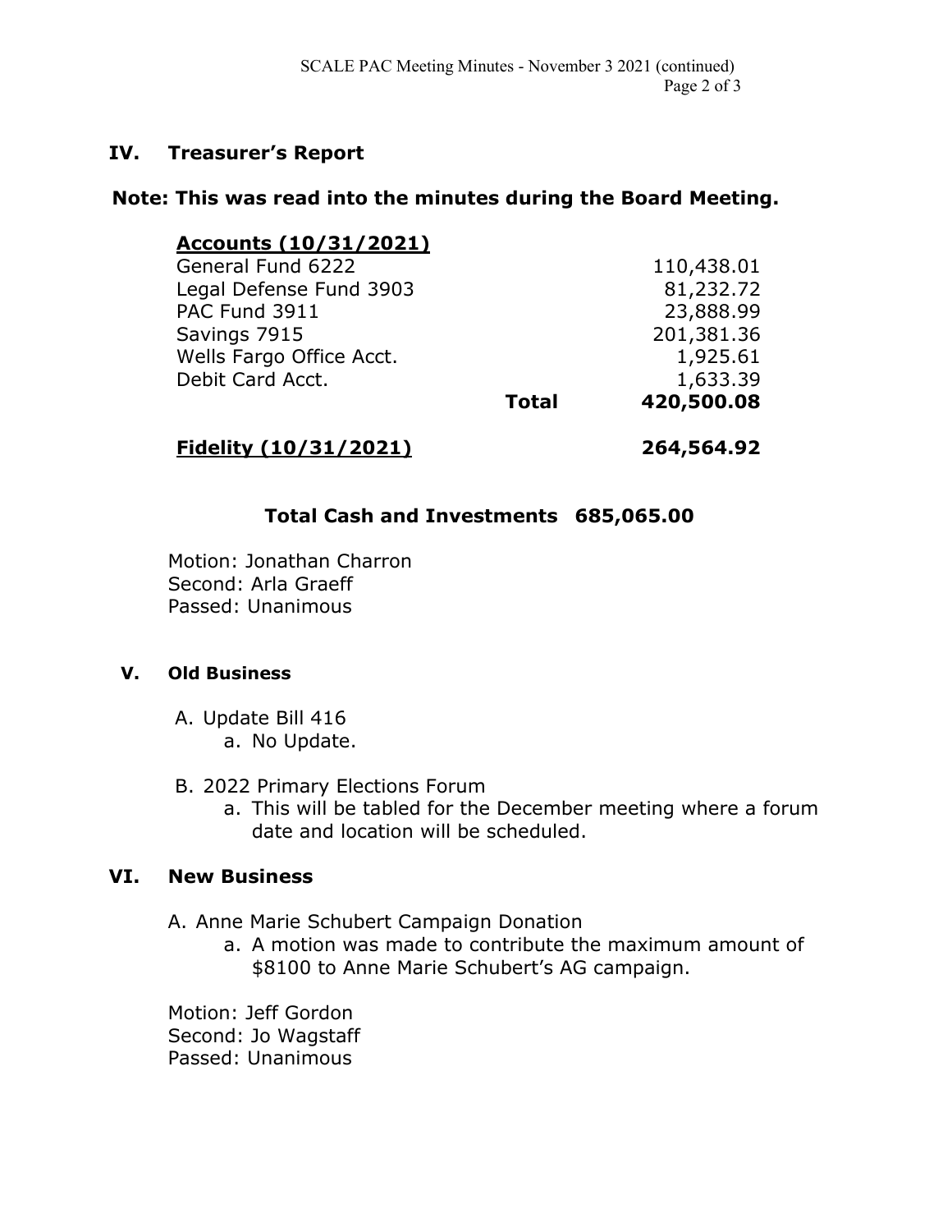## IV. Treasurer's Report

**Note: This was read into the minutes during the Board Meeting.**

| **Accounts (10/31/2021)** | | |
|---|---|---|
| General Fund 6222 | | 110,438.01 |
| Legal Defense Fund 3903 | | 81,232.72 |
| PAC Fund 3911 | | 23,888.99 |
| Savings 7915 | | 201,381.36 |
| Wells Fargo Office Acct. | | 1,925.61 |
| Debit Card Acct. | | 1,633.39 |
| | **Total** | **420,500.08** |
| **Fidelity (10/31/2021)** | | **264,564.92** |

**Total Cash and Investments 685,065.00**

Motion: Jonathan Charron
Second: Arla Graeff
Passed: Unanimous

## V. Old Business

A. Update Bill 416
   a. No Update.

B. 2022 Primary Elections Forum
   a. This will be tabled for the December meeting where a forum date and location will be scheduled.

## VI. New Business

A. Anne Marie Schubert Campaign Donation
   a. A motion was made to contribute the maximum amount of $8100 to Anne Marie Schubert's AG campaign.

Motion: Jeff Gordon
Second: Jo Wagstaff
Passed: Unanimous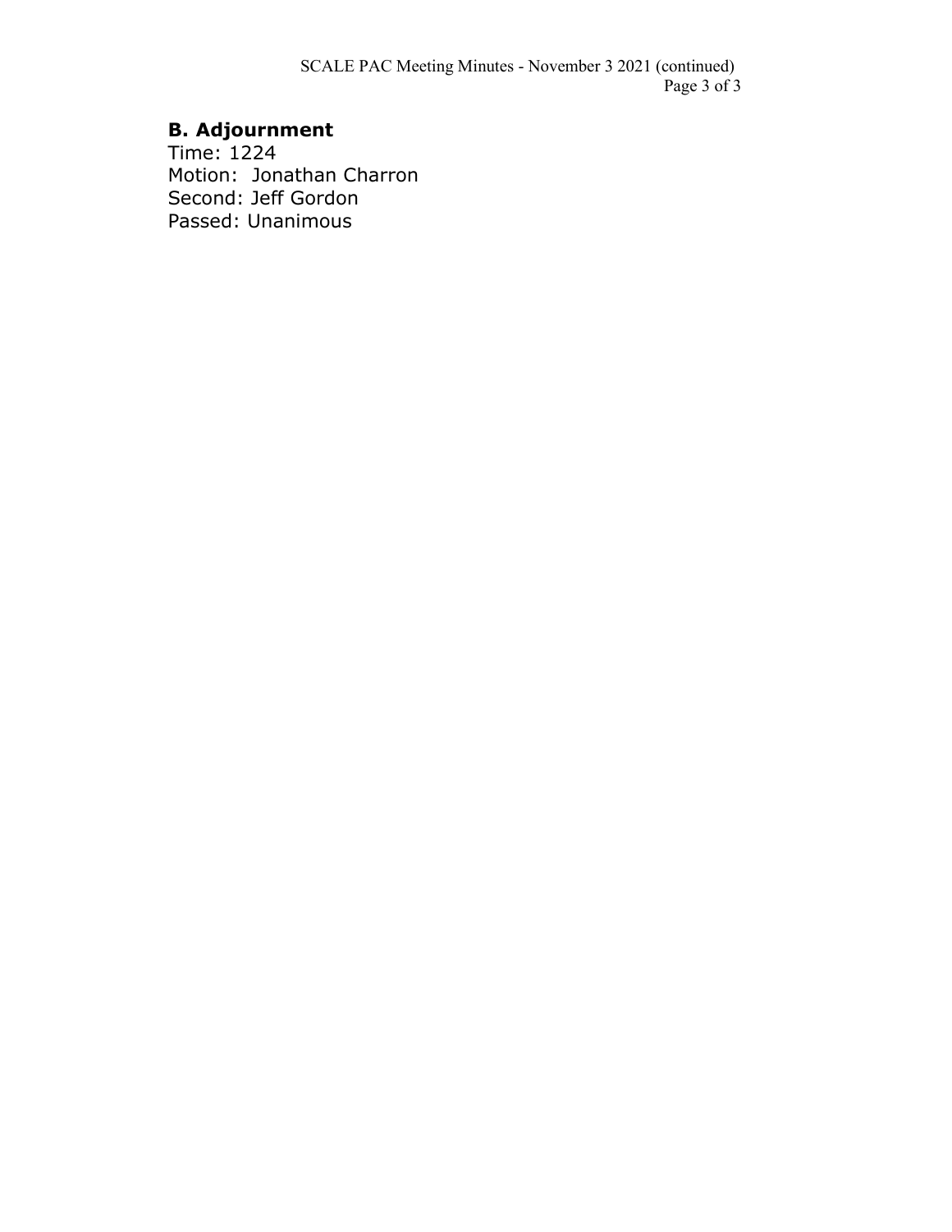### B. Adjournment

Time: 1224
Motion: Jonathan Charron
Second: Jeff Gordon
Passed: Unanimous